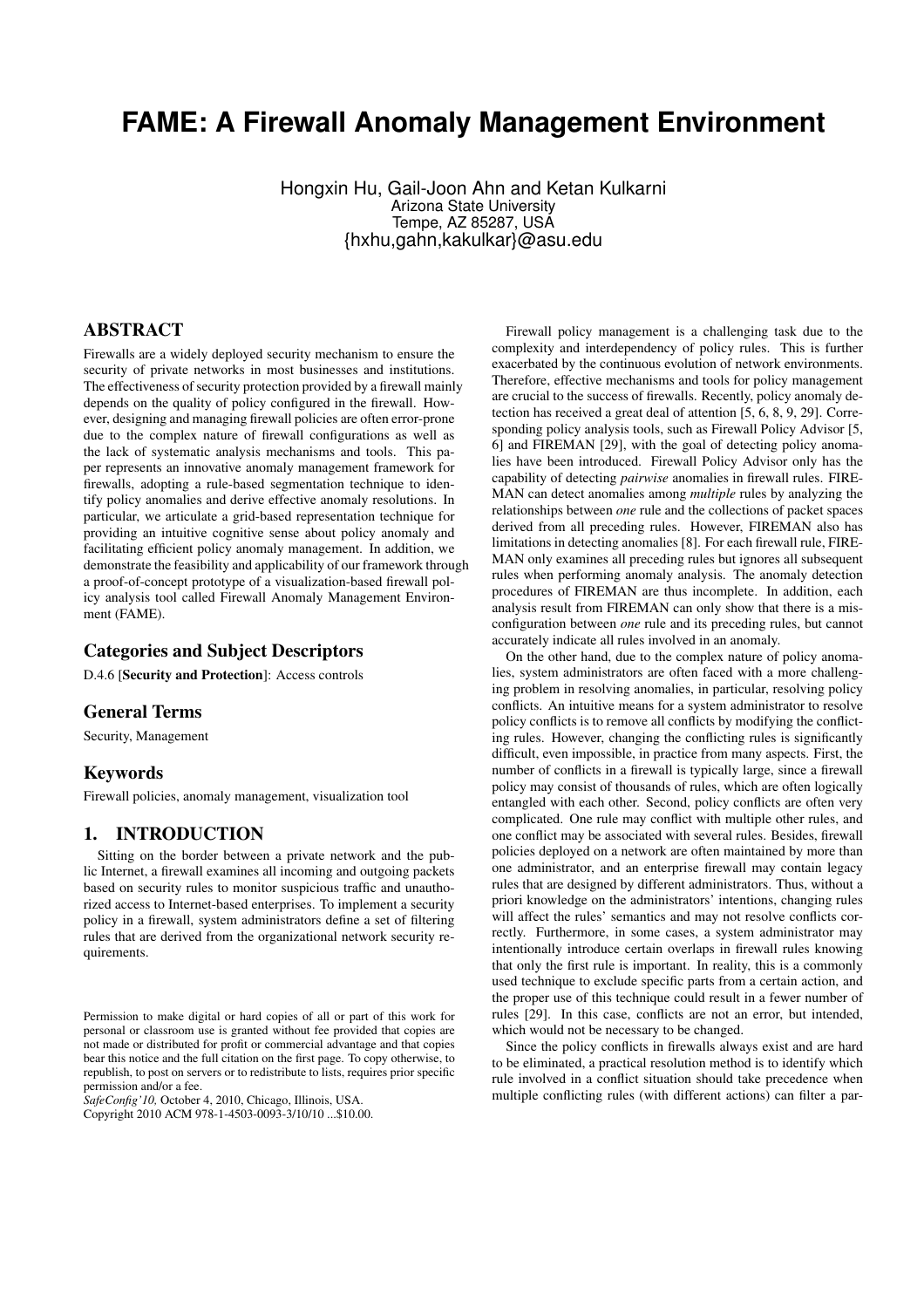# FAME: A Firewall Anomaly Management Environment

Hongxin Hu, Gail-Joon Ahn and Ketan Kulkarni
Arizona State University
Tempe, AZ 85287, USA
{hxhu,gahn,kakulkar}@asu.edu

## ABSTRACT

Firewalls are a widely deployed security mechanism to ensure the security of private networks in most businesses and institutions. The effectiveness of security protection provided by a firewall mainly depends on the quality of policy configured in the firewall. However, designing and managing firewall policies are often error-prone due to the complex nature of firewall configurations as well as the lack of systematic analysis mechanisms and tools. This paper represents an innovative anomaly management framework for firewalls, adopting a rule-based segmentation technique to identify policy anomalies and derive effective anomaly resolutions. In particular, we articulate a grid-based representation technique for providing an intuitive cognitive sense about policy anomaly and facilitating efficient policy anomaly management. In addition, we demonstrate the feasibility and applicability of our framework through a proof-of-concept prototype of a visualization-based firewall policy analysis tool called Firewall Anomaly Management Environment (FAME).

## Categories and Subject Descriptors

D.4.6 [**Security and Protection**]: Access controls

## General Terms

Security, Management

## Keywords

Firewall policies, anomaly management, visualization tool

## 1. INTRODUCTION

Sitting on the border between a private network and the public Internet, a firewall examines all incoming and outgoing packets based on security rules to monitor suspicious traffic and unauthorized access to Internet-based enterprises. To implement a security policy in a firewall, system administrators define a set of filtering rules that are derived from the organizational network security requirements.

Permission to make digital or hard copies of all or part of this work for personal or classroom use is granted without fee provided that copies are not made or distributed for profit or commercial advantage and that copies bear this notice and the full citation on the first page. To copy otherwise, to republish, to post on servers or to redistribute to lists, requires prior specific permission and/or a fee.
*SafeConfig'10,* October 4, 2010, Chicago, Illinois, USA.
Copyright 2010 ACM 978-1-4503-0093-3/10/10 ...$10.00.

Firewall policy management is a challenging task due to the complexity and interdependency of policy rules. This is further exacerbated by the continuous evolution of network environments. Therefore, effective mechanisms and tools for policy management are crucial to the success of firewalls. Recently, policy anomaly detection has received a great deal of attention [5, 6, 8, 9, 29]. Corresponding policy analysis tools, such as Firewall Policy Advisor [5, 6] and FIREMAN [29], with the goal of detecting policy anomalies have been introduced. Firewall Policy Advisor only has the capability of detecting *pairwise* anomalies in firewall rules. FIREMAN can detect anomalies among *multiple* rules by analyzing the relationships between *one* rule and the collections of packet spaces derived from all preceding rules. However, FIREMAN also has limitations in detecting anomalies [8]. For each firewall rule, FIREMAN only examines all preceding rules but ignores all subsequent rules when performing anomaly analysis. The anomaly detection procedures of FIREMAN are thus incomplete. In addition, each analysis result from FIREMAN can only show that there is a misconfiguration between *one* rule and its preceding rules, but cannot accurately indicate all rules involved in an anomaly.

On the other hand, due to the complex nature of policy anomalies, system administrators are often faced with a more challenging problem in resolving anomalies, in particular, resolving policy conflicts. An intuitive means for a system administrator to resolve policy conflicts is to remove all conflicts by modifying the conflicting rules. However, changing the conflicting rules is significantly difficult, even impossible, in practice from many aspects. First, the number of conflicts in a firewall is typically large, since a firewall policy may consist of thousands of rules, which are often logically entangled with each other. Second, policy conflicts are often very complicated. One rule may conflict with multiple other rules, and one conflict may be associated with several rules. Besides, firewall policies deployed on a network are often maintained by more than one administrator, and an enterprise firewall may contain legacy rules that are designed by different administrators. Thus, without a priori knowledge on the administrators' intentions, changing rules will affect the rules' semantics and may not resolve conflicts correctly. Furthermore, in some cases, a system administrator may intentionally introduce certain overlaps in firewall rules knowing that only the first rule is important. In reality, this is a commonly used technique to exclude specific parts from a certain action, and the proper use of this technique could result in a fewer number of rules [29]. In this case, conflicts are not an error, but intended, which would not be necessary to be changed.

Since the policy conflicts in firewalls always exist and are hard to be eliminated, a practical resolution method is to identify which rule involved in a conflict situation should take precedence when multiple conflicting rules (with different actions) can filter a par-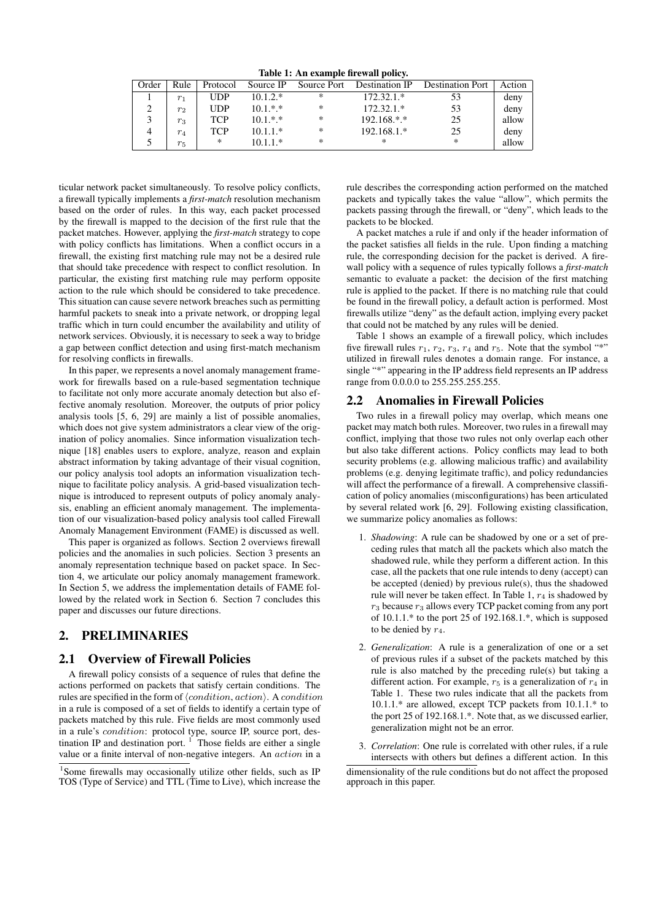Table 1: An example firewall policy.

| Order | Rule | Protocol | Source IP | Source Port | Destination IP | Destination Port | Action |
|---|---|---|---|---|---|---|---|
| 1 | $r_1$ | UDP | 10.1.2.* | * | 172.32.1.* | 53 | deny |
| 2 | $r_2$ | UDP | 10.1.*.* | * | 172.32.1.* | 53 | deny |
| 3 | $r_3$ | TCP | 10.1.*.* | * | 192.168.*.* | 25 | allow |
| 4 | $r_4$ | TCP | 10.1.1.* | * | 192.168.1.* | 25 | deny |
| 5 | $r_5$ | * | 10.1.1.* | * | * | * | allow |

ticular network packet simultaneously. To resolve policy conflicts, a firewall typically implements a *first-match* resolution mechanism based on the order of rules. In this way, each packet processed by the firewall is mapped to the decision of the first rule that the packet matches. However, applying the *first-match* strategy to cope with policy conflicts has limitations. When a conflict occurs in a firewall, the existing first matching rule may not be a desired rule that should take precedence with respect to conflict resolution. In particular, the existing first matching rule may perform opposite action to the rule which should be considered to take precedence. This situation can cause severe network breaches such as permitting harmful packets to sneak into a private network, or dropping legal traffic which in turn could encumber the availability and utility of network services. Obviously, it is necessary to seek a way to bridge a gap between conflict detection and using first-match mechanism for resolving conflicts in firewalls.

In this paper, we represents a novel anomaly management framework for firewalls based on a rule-based segmentation technique to facilitate not only more accurate anomaly detection but also effective anomaly resolution. Moreover, the outputs of prior policy analysis tools [5, 6, 29] are mainly a list of possible anomalies, which does not give system administrators a clear view of the origination of policy anomalies. Since information visualization technique [18] enables users to explore, analyze, reason and explain abstract information by taking advantage of their visual cognition, our policy analysis tool adopts an information visualization technique to facilitate policy analysis. A grid-based visualization technique is introduced to represent outputs of policy anomaly analysis, enabling an efficient anomaly management. The implementation of our visualization-based policy analysis tool called Firewall Anomaly Management Environment (FAME) is discussed as well.

This paper is organized as follows. Section 2 overviews firewall policies and the anomalies in such policies. Section 3 presents an anomaly representation technique based on packet space. In Section 4, we articulate our policy anomaly management framework. In Section 5, we address the implementation details of FAME followed by the related work in Section 6. Section 7 concludes this paper and discusses our future directions.

## 2. PRELIMINARIES

### 2.1 Overview of Firewall Policies

A firewall policy consists of a sequence of rules that define the actions performed on packets that satisfy certain conditions. The rules are specified in the form of $\langle condition, action \rangle$. A $condition$ in a rule is composed of a set of fields to identify a certain type of packets matched by this rule. Five fields are most commonly used in a rule's $condition$: protocol type, source IP, source port, destination IP and destination port. [1] Those fields are either a single value or a finite interval of non-negative integers. An $action$ in a rule describes the corresponding action performed on the matched packets and typically takes the value "allow", which permits the packets passing through the firewall, or "deny", which leads to the packets to be blocked.

A packet matches a rule if and only if the header information of the packet satisfies all fields in the rule. Upon finding a matching rule, the corresponding decision for the packet is derived. A firewall policy with a sequence of rules typically follows a *first-match* semantic to evaluate a packet: the decision of the first matching rule is applied to the packet. If there is no matching rule that could be found in the firewall policy, a default action is performed. Most firewalls utilize "deny" as the default action, implying every packet that could not be matched by any rules will be denied.

Table 1 shows an example of a firewall policy, which includes five firewall rules $r_1$, $r_2$, $r_3$, $r_4$ and $r_5$. Note that the symbol "*" utilized in firewall rules denotes a domain range. For instance, a single "*" appearing in the IP address field represents an IP address range from 0.0.0.0 to 255.255.255.255.

### 2.2 Anomalies in Firewall Policies

Two rules in a firewall policy may overlap, which means one packet may match both rules. Moreover, two rules in a firewall may conflict, implying that those two rules not only overlap each other but also take different actions. Policy conflicts may lead to both security problems (e.g. allowing malicious traffic) and availability problems (e.g. denying legitimate traffic), and policy redundancies will affect the performance of a firewall. A comprehensive classification of policy anomalies (misconfigurations) has been articulated by several related work [6, 29]. Following existing classification, we summarize policy anomalies as follows:

1. *Shadowing*: A rule can be shadowed by one or a set of preceding rules that match all the packets which also match the shadowed rule, while they perform a different action. In this case, all the packets that one rule intends to deny (accept) can be accepted (denied) by previous rule(s), thus the shadowed rule will never be taken effect. In Table 1, $r_4$ is shadowed by $r_3$ because $r_3$ allows every TCP packet coming from any port of 10.1.1.* to the port 25 of 192.168.1.*, which is supposed to be denied by $r_4$.
2. *Generalization*: A rule is a generalization of one or a set of previous rules if a subset of the packets matched by this rule is also matched by the preceding rule(s) but taking a different action. For example, $r_5$ is a generalization of $r_4$ in Table 1. These two rules indicate that all the packets from 10.1.1.* are allowed, except TCP packets from 10.1.1.* to the port 25 of 192.168.1.*. Note that, as we discussed earlier, generalization might not be an error.
3. *Correlation*: One rule is correlated with other rules, if a rule intersects with others but defines a different action. In this

[1] Some firewalls may occasionally utilize other fields, such as IP TOS (Type of Service) and TTL (Time to Live), which increase the dimensionality of the rule conditions but do not affect the proposed approach in this paper.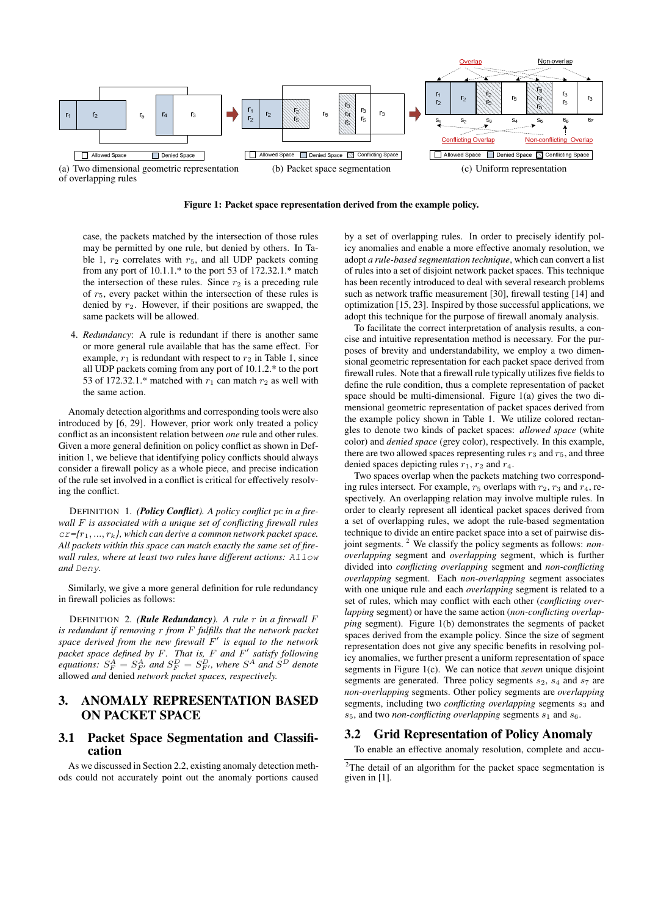(a) Two dimensional geometric representation of overlapping rules

(b) Packet space segmentation

(c) Uniform representation

**Figure 1: Packet space representation derived from the example policy.**

case, the packets matched by the intersection of those rules may be permitted by one rule, but denied by others. In Table 1, $r_2$ correlates with $r_5$, and all UDP packets coming from any port of 10.1.1.* to the port 53 of 172.32.1.* match the intersection of these rules. Since $r_2$ is a preceding rule of $r_5$, every packet within the intersection of these rules is denied by $r_2$. However, if their positions are swapped, the same packets will be allowed.

4. *Redundancy*: A rule is redundant if there is another same or more general rule available that has the same effect. For example, $r_1$ is redundant with respect to $r_2$ in Table 1, since all UDP packets coming from any port of 10.1.2.* to the port 53 of 172.32.1.* matched with $r_1$ can match $r_2$ as well with the same action.

Anomaly detection algorithms and corresponding tools were also introduced by [6, 29]. However, prior work only treated a policy conflict as an inconsistent relation between *one* rule and other rules. Given a more general definition on policy conflict as shown in Definition 1, we believe that identifying policy conflicts should always consider a firewall policy as a whole piece, and precise indication of the rule set involved in a conflict is critical for effectively resolving the conflict.

DEFINITION 1. *(**Policy Conflict**). A policy conflict pc in a firewall F is associated with a unique set of conflicting firewall rules* $cr$*=*$\{r_1, ..., r_k\}$*, which can derive a common network packet space. All packets within this space can match exactly the same set of firewall rules, where at least two rules have different actions:* `Allow` *and* `Deny`*.*

Similarly, we give a more general definition for rule redundancy in firewall policies as follows:

DEFINITION 2. *(**Rule Redundancy**). A rule r in a firewall F is redundant if removing r from F fulfills that the network packet space derived from the new firewall F′ is equal to the network packet space defined by F. That is, F and F′ satisfy following equations:* $S^A_F = S^A_{F'}$ *and* $S^D_F = S^D_{F'}$*, where* $S^A$ *and* $S^D$ *denote* allowed *and* denied *network packet spaces, respectively.*

# 3. ANOMALY REPRESENTATION BASED ON PACKET SPACE

## 3.1 Packet Space Segmentation and Classification

As we discussed in Section 2.2, existing anomaly detection methods could not accurately point out the anomaly portions caused by a set of overlapping rules. In order to precisely identify policy anomalies and enable a more effective anomaly resolution, we adopt *a rule-based segmentation technique*, which can convert a list of rules into a set of disjoint network packet spaces. This technique has been recently introduced to deal with several research problems such as network traffic measurement [30], firewall testing [14] and optimization [15, 23]. Inspired by those successful applications, we adopt this technique for the purpose of firewall anomaly analysis.

To facilitate the correct interpretation of analysis results, a concise and intuitive representation method is necessary. For the purposes of brevity and understandability, we employ a two dimensional geometric representation for each packet space derived from firewall rules. Note that a firewall rule typically utilizes five fields to define the rule condition, thus a complete representation of packet space should be multi-dimensional. Figure 1(a) gives the two dimensional geometric representation of packet spaces derived from the example policy shown in Table 1. We utilize colored rectangles to denote two kinds of packet spaces: *allowed space* (white color) and *denied space* (grey color), respectively. In this example, there are two allowed spaces representing rules $r_3$ and $r_5$, and three denied spaces depicting rules $r_1$, $r_2$ and $r_4$.

Two spaces overlap when the packets matching two corresponding rules intersect. For example, $r_5$ overlaps with $r_2$, $r_3$ and $r_4$, respectively. An overlapping relation may involve multiple rules. In order to clearly represent all identical packet spaces derived from a set of overlapping rules, we adopt the rule-based segmentation technique to divide an entire packet space into a set of pairwise disjoint segments. [2] We classify the policy segments as follows: *non-overlapping* segment and *overlapping* segment, which is further divided into *conflicting overlapping* segment and *non-conflicting overlapping* segment. Each *non-overlapping* segment associates with one unique rule and each *overlapping* segment is related to a set of rules, which may conflict with each other (*conflicting overlapping* segment) or have the same action (*non-conflicting overlapping* segment). Figure 1(b) demonstrates the segments of packet spaces derived from the example policy. Since the size of segment representation does not give any specific benefits in resolving policy anomalies, we further present a uniform representation of space segments in Figure 1(c). We can notice that *seven* unique disjoint segments are generated. Three policy segments $s_2$, $s_4$ and $s_7$ are *non-overlapping* segments. Other policy segments are *overlapping* segments, including two *conflicting overlapping* segments $s_3$ and $s_5$, and two *non-conflicting overlapping* segments $s_1$ and $s_6$.

## 3.2 Grid Representation of Policy Anomaly

To enable an effective anomaly resolution, complete and accu-

[2] The detail of an algorithm for the packet space segmentation is given in [1].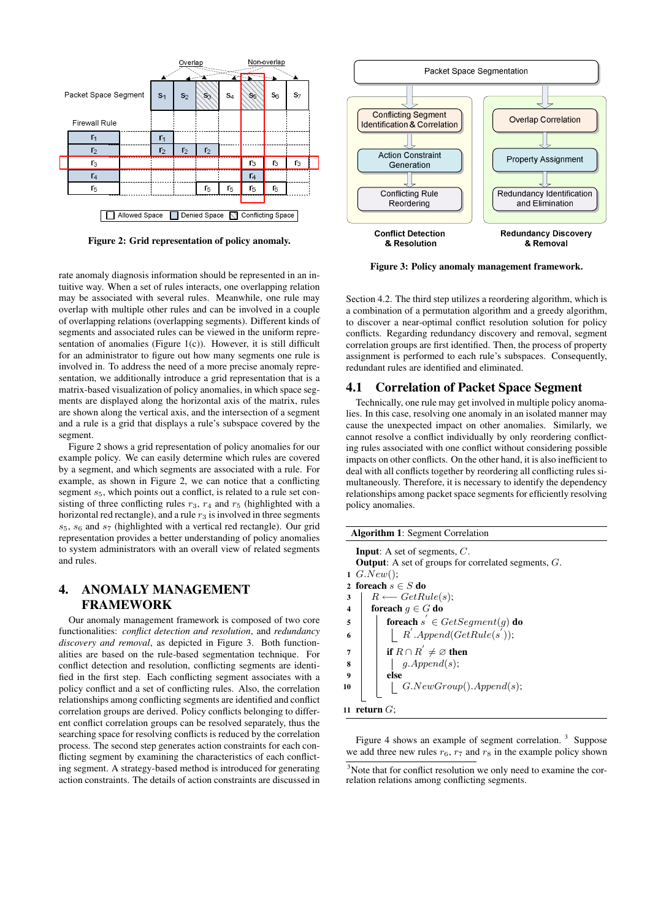Figure 2: Grid representation of policy anomaly.

rate anomaly diagnosis information should be represented in an intuitive way. When a set of rules interacts, one overlapping relation may be associated with several rules. Meanwhile, one rule may overlap with multiple other rules and can be involved in a couple of overlapping relations (overlapping segments). Different kinds of segments and associated rules can be viewed in the uniform representation of anomalies (Figure 1(c)). However, it is still difficult for an administrator to figure out how many segments one rule is involved in. To address the need of a more precise anomaly representation, we additionally introduce a grid representation that is a matrix-based visualization of policy anomalies, in which space segments are displayed along the horizontal axis of the matrix, rules are shown along the vertical axis, and the intersection of a segment and a rule is a grid that displays a rule's subspace covered by the segment.

Figure 2 shows a grid representation of policy anomalies for our example policy. We can easily determine which rules are covered by a segment, and which segments are associated with a rule. For example, as shown in Figure 2, we can notice that a conflicting segment $s_5$, which points out a conflict, is related to a rule set consisting of three conflicting rules $r_3$, $r_4$ and $r_5$ (highlighted with a horizontal red rectangle), and a rule $r_3$ is involved in three segments $s_5$, $s_6$ and $s_7$ (highlighted with a vertical red rectangle). Our grid representation provides a better understanding of policy anomalies to system administrators with an overall view of related segments and rules.

# 4. ANOMALY MANAGEMENT FRAMEWORK

Our anomaly management framework is composed of two core functionalities: *conflict detection and resolution*, and *redundancy discovery and removal*, as depicted in Figure 3. Both functionalities are based on the rule-based segmentation technique. For conflict detection and resolution, conflicting segments are identified in the first step. Each conflicting segment associates with a policy conflict and a set of conflicting rules. Also, the correlation relationships among conflicting segments are identified and conflict correlation groups are derived. Policy conflicts belonging to different conflict correlation groups can be resolved separately, thus the searching space for resolving conflicts is reduced by the correlation process. The second step generates action constraints for each conflicting segment by examining the characteristics of each conflicting segment. A strategy-based method is introduced for generating action constraints. The details of action constraints are discussed in Section 4.2. The third step utilizes a reordering algorithm, which is a combination of a permutation algorithm and a greedy algorithm, to discover a near-optimal conflict resolution solution for policy conflicts. Regarding redundancy discovery and removal, segment correlation groups are first identified. Then, the process of property assignment is performed to each rule's subspaces. Consequently, redundant rules are identified and eliminated.

Figure 3: Policy anomaly management framework.

## 4.1 Correlation of Packet Space Segment

Technically, one rule may get involved in multiple policy anomalies. In this case, resolving one anomaly in an isolated manner may cause the unexpected impact on other anomalies. Similarly, we cannot resolve a conflict individually by only reordering conflicting rules associated with one conflict without considering possible impacts on other conflicts. On the other hand, it is also inefficient to deal with all conflicts together by reordering all conflicting rules simultaneously. Therefore, it is necessary to identify the dependency relationships among packet space segments for efficiently resolving policy anomalies.

**Algorithm 1**: Segment Correlation

```
   Input: A set of segments, C.
   Output: A set of groups for correlated segments, G.
1  G.New();
2  foreach s ∈ S do
3      R ⟵ GetRule(s);
4      foreach g ∈ G do
5          foreach s' ∈ GetSegment(g) do
6              R'.Append(GetRule(s'));
7          if R ∩ R' ≠ ∅ then
8              g.Append(s);
9          else
10             G.NewGroup().Append(s);
11 return G;
```

Figure 4 shows an example of segment correlation. [3] Suppose we add three new rules $r_6$, $r_7$ and $r_8$ in the example policy shown

[3] Note that for conflict resolution we only need to examine the correlation relations among conflicting segments.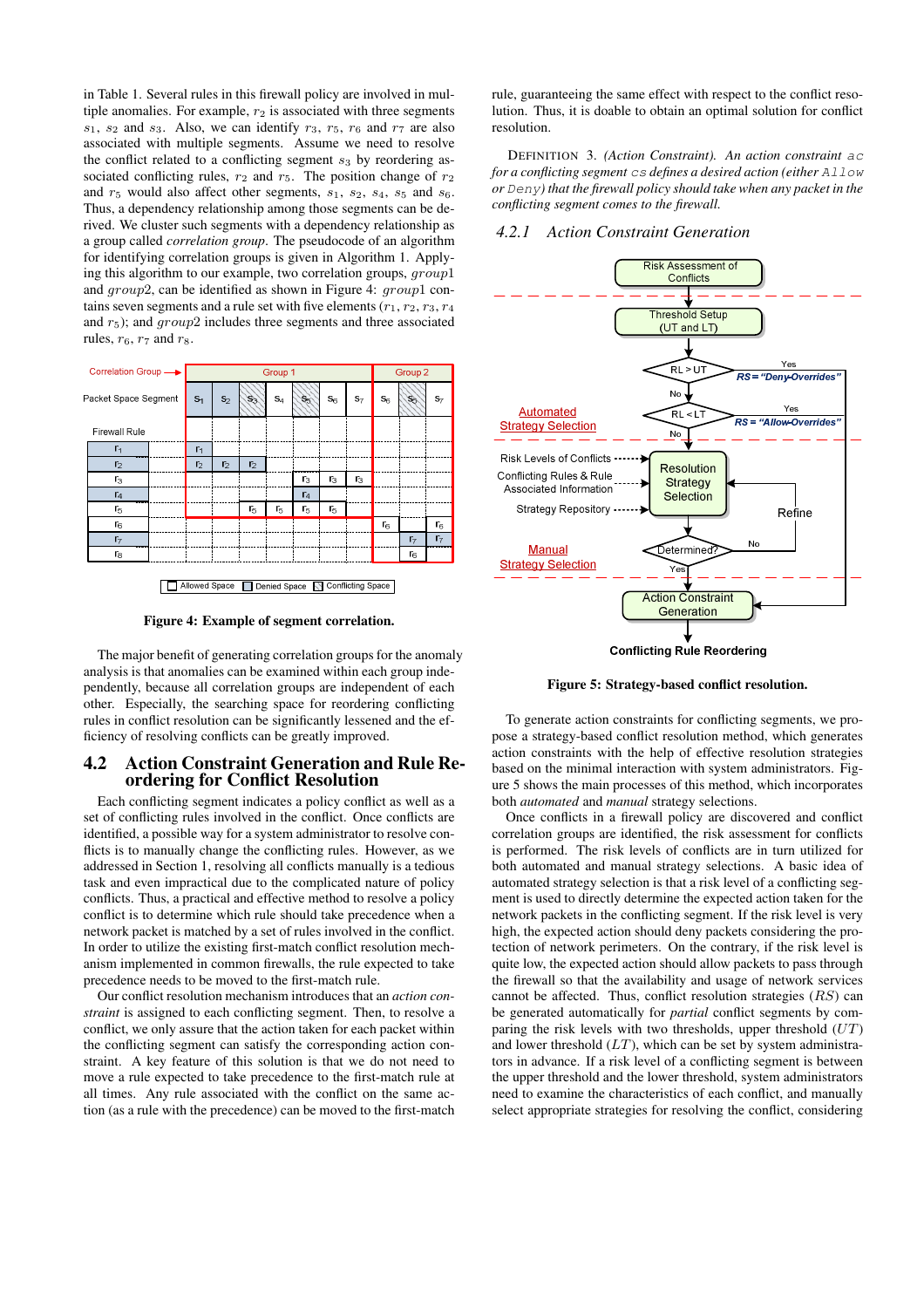in Table 1. Several rules in this firewall policy are involved in multiple anomalies. For example, $r_2$ is associated with three segments $s_1$, $s_2$ and $s_3$. Also, we can identify $r_3$, $r_5$, $r_6$ and $r_7$ are also associated with multiple segments. Assume we need to resolve the conflict related to a conflicting segment $s_3$ by reordering associated conflicting rules, $r_2$ and $r_5$. The position change of $r_2$ and $r_5$ would also affect other segments, $s_1$, $s_2$, $s_4$, $s_5$ and $s_6$. Thus, a dependency relationship among those segments can be derived. We cluster such segments with a dependency relationship as a group called *correlation group*. The pseudocode of an algorithm for identifying correlation groups is given in Algorithm 1. Applying this algorithm to our example, two correlation groups, $group1$ and $group2$, can be identified as shown in Figure 4: $group1$ contains seven segments and a rule set with five elements ($r_1$, $r_2$, $r_3$, $r_4$ and $r_5$); and $group2$ includes three segments and three associated rules, $r_6$, $r_7$ and $r_8$.

**Figure 4: Example of segment correlation.**

The major benefit of generating correlation groups for the anomaly analysis is that anomalies can be examined within each group independently, because all correlation groups are independent of each other. Especially, the searching space for reordering conflicting rules in conflict resolution can be significantly lessened and the efficiency of resolving conflicts can be greatly improved.

## 4.2 Action Constraint Generation and Rule Reordering for Conflict Resolution

Each conflicting segment indicates a policy conflict as well as a set of conflicting rules involved in the conflict. Once conflicts are identified, a possible way for a system administrator to resolve conflicts is to manually change the conflicting rules. However, as we addressed in Section 1, resolving all conflicts manually is a tedious task and even impractical due to the complicated nature of policy conflicts. Thus, a practical and effective method to resolve a policy conflict is to determine which rule should take precedence when a network packet is matched by a set of rules involved in the conflict. In order to utilize the existing first-match conflict resolution mechanism implemented in common firewalls, the rule expected to take precedence needs to be moved to the first-match rule.

Our conflict resolution mechanism introduces that an *action constraint* is assigned to each conflicting segment. Then, to resolve a conflict, we only assure that the action taken for each packet within the conflicting segment can satisfy the corresponding action constraint. A key feature of this solution is that we do not need to move a rule expected to take precedence to the first-match rule at all times. Any rule associated with the conflict on the same action (as a rule with the precedence) can be moved to the first-match rule, guaranteeing the same effect with respect to the conflict resolution. Thus, it is doable to obtain an optimal solution for conflict resolution.

DEFINITION 3. *(Action Constraint). An action constraint $ac$ for a conflicting segment $cs$ defines a desired action (either* `Allow` *or* `Deny`*) that the firewall policy should take when any packet in the conflicting segment comes to the firewall.*

### 4.2.1 Action Constraint Generation

**Figure 5: Strategy-based conflict resolution.**

To generate action constraints for conflicting segments, we propose a strategy-based conflict resolution method, which generates action constraints with the help of effective resolution strategies based on the minimal interaction with system administrators. Figure 5 shows the main processes of this method, which incorporates both *automated* and *manual* strategy selections.

Once conflicts in a firewall policy are discovered and conflict correlation groups are identified, the risk assessment for conflicts is performed. The risk levels of conflicts are in turn utilized for both automated and manual strategy selections. A basic idea of automated strategy selection is that a risk level of a conflicting segment is used to directly determine the expected action taken for the network packets in the conflicting segment. If the risk level is very high, the expected action should deny packets considering the protection of network perimeters. On the contrary, if the risk level is quite low, the expected action should allow packets to pass through the firewall so that the availability and usage of network services cannot be affected. Thus, conflict resolution strategies ($RS$) can be generated automatically for *partial* conflict segments by comparing the risk levels with two thresholds, upper threshold ($UT$) and lower threshold ($LT$), which can be set by system administrators in advance. If a risk level of a conflicting segment is between the upper threshold and the lower threshold, system administrators need to examine the characteristics of each conflict, and manually select appropriate strategies for resolving the conflict, considering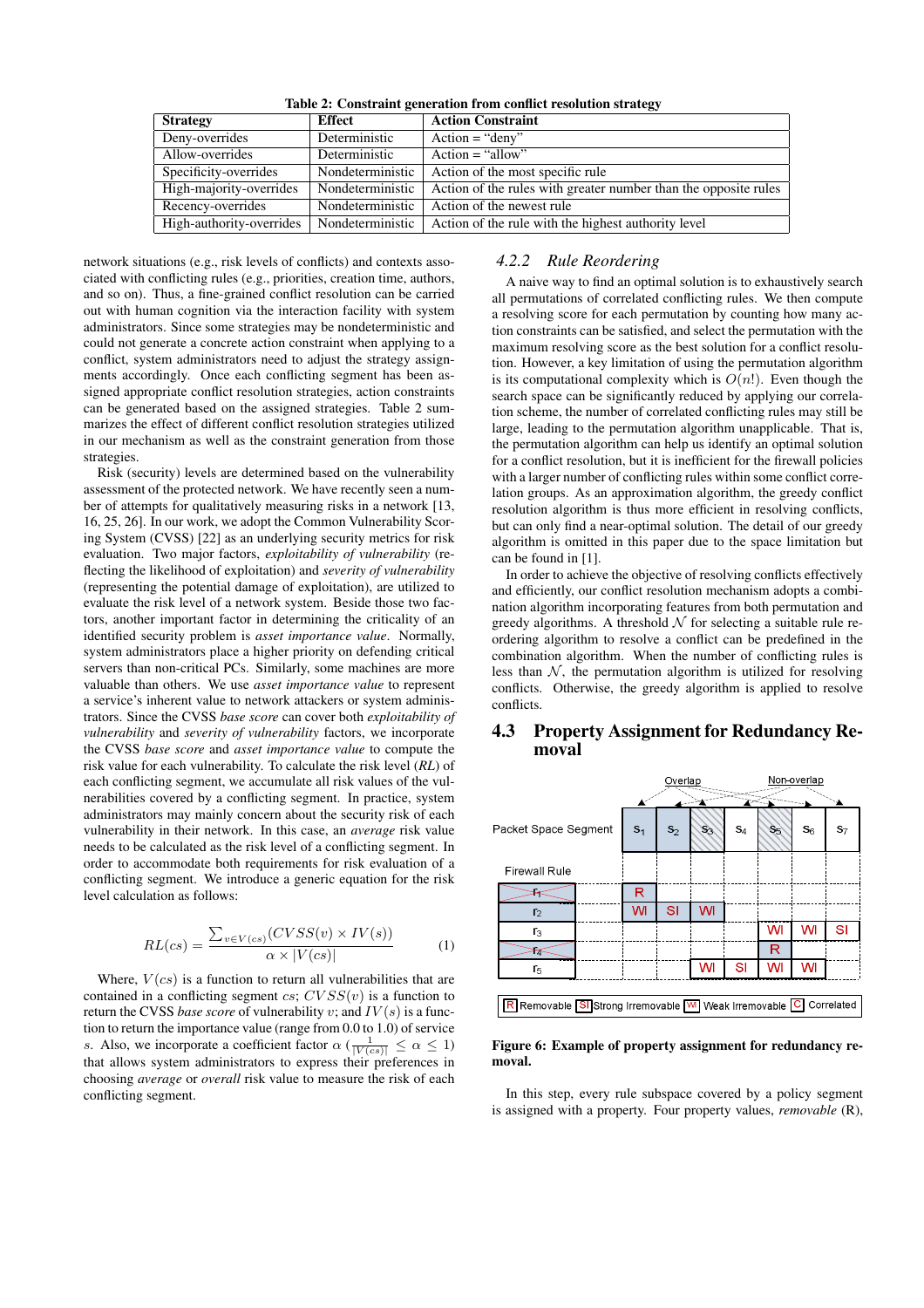Table 2: Constraint generation from conflict resolution strategy

| Strategy | Effect | Action Constraint |
|---|---|---|
| Deny-overrides | Deterministic | Action = "deny" |
| Allow-overrides | Deterministic | Action = "allow" |
| Specificity-overrides | Nondeterministic | Action of the most specific rule |
| High-majority-overrides | Nondeterministic | Action of the rules with greater number than the opposite rules |
| Recency-overrides | Nondeterministic | Action of the newest rule |
| High-authority-overrides | Nondeterministic | Action of the rule with the highest authority level |

network situations (e.g., risk levels of conflicts) and contexts associated with conflicting rules (e.g., priorities, creation time, authors, and so on). Thus, a fine-grained conflict resolution can be carried out with human cognition via the interaction facility with system administrators. Since some strategies may be nondeterministic and could not generate a concrete action constraint when applying to a conflict, system administrators need to adjust the strategy assignments accordingly. Once each conflicting segment has been assigned appropriate conflict resolution strategies, action constraints can be generated based on the assigned strategies. Table 2 summarizes the effect of different conflict resolution strategies utilized in our mechanism as well as the constraint generation from those strategies.

Risk (security) levels are determined based on the vulnerability assessment of the protected network. We have recently seen a number of attempts for qualitatively measuring risks in a network [13, 16, 25, 26]. In our work, we adopt the Common Vulnerability Scoring System (CVSS) [22] as an underlying security metrics for risk evaluation. Two major factors, *exploitability of vulnerability* (reflecting the likelihood of exploitation) and *severity of vulnerability* (representing the potential damage of exploitation), are utilized to evaluate the risk level of a network system. Beside those two factors, another important factor in determining the criticality of an identified security problem is *asset importance value*. Normally, system administrators place a higher priority on defending critical servers than non-critical PCs. Similarly, some machines are more valuable than others. We use *asset importance value* to represent a service's inherent value to network attackers or system administrators. Since the CVSS *base score* can cover both *exploitability of vulnerability* and *severity of vulnerability* factors, we incorporate the CVSS *base score* and *asset importance value* to compute the risk value for each vulnerability. To calculate the risk level (*RL*) of each conflicting segment, we accumulate all risk values of the vulnerabilities covered by a conflicting segment. In practice, system administrators may mainly concern about the security risk of each vulnerability in their network. In this case, an *average* risk value needs to be calculated as the risk level of a conflicting segment. In order to accommodate both requirements for risk evaluation of a conflicting segment. We introduce a generic equation for the risk level calculation as follows:

$$RL(cs) = \frac{\sum_{v \in V(cs)} (CVSS(v) \times IV(s))}{\alpha \times |V(cs)|} \qquad (1)$$

Where, $V(cs)$ is a function to return all vulnerabilities that are contained in a conflicting segment $cs$; $CVSS(v)$ is a function to return the CVSS *base score* of vulnerability $v$; and $IV(s)$ is a function to return the importance value (range from 0.0 to 1.0) of service $s$. Also, we incorporate a coefficient factor $\alpha$ ($\frac{1}{|V(cs)|} \leq \alpha \leq 1$) that allows system administrators to express their preferences in choosing *average* or *overall* risk value to measure the risk of each conflicting segment.

### 4.2.2 Rule Reordering

A naive way to find an optimal solution is to exhaustively search all permutations of correlated conflicting rules. We then compute a resolving score for each permutation by counting how many action constraints can be satisfied, and select the permutation with the maximum resolving score as the best solution for a conflict resolution. However, a key limitation of using the permutation algorithm is its computational complexity which is $O(n!)$. Even though the search space can be significantly reduced by applying our correlation scheme, the number of correlated conflicting rules may still be large, leading to the permutation algorithm unapplicable. That is, the permutation algorithm can help us identify an optimal solution for a conflict resolution, but it is inefficient for the firewall policies with a larger number of conflicting rules within some conflict correlation groups. As an approximation algorithm, the greedy conflict resolution algorithm is thus more efficient in resolving conflicts, but can only find a near-optimal solution. The detail of our greedy algorithm is omitted in this paper due to the space limitation but can be found in [1].

In order to achieve the objective of resolving conflicts effectively and efficiently, our conflict resolution mechanism adopts a combination algorithm incorporating features from both permutation and greedy algorithms. A threshold $\mathcal{N}$ for selecting a suitable rule reordering algorithm to resolve a conflict can be predefined in the combination algorithm. When the number of conflicting rules is less than $\mathcal{N}$, the permutation algorithm is utilized for resolving conflicts. Otherwise, the greedy algorithm is applied to resolve conflicts.

## 4.3 Property Assignment for Redundancy Removal

Figure 6: Example of property assignment for redundancy removal.

In this step, every rule subspace covered by a policy segment is assigned with a property. Four property values, *removable* (R),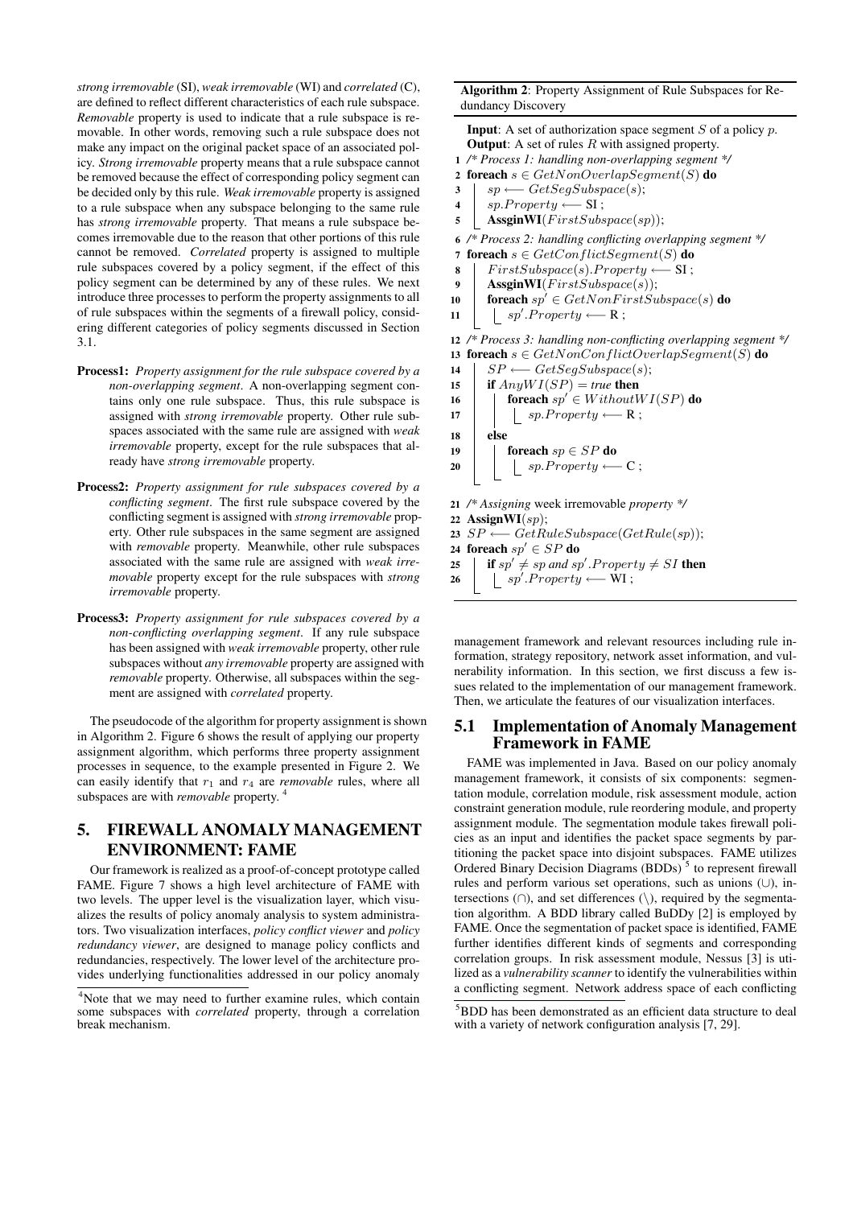*strong irremovable* (SI), *weak irremovable* (WI) and *correlated* (C), are defined to reflect different characteristics of each rule subspace. *Removable* property is used to indicate that a rule subspace is removable. In other words, removing such a rule subspace does not make any impact on the original packet space of an associated policy. *Strong irremovable* property means that a rule subspace cannot be removed because the effect of corresponding policy segment can be decided only by this rule. *Weak irremovable* property is assigned to a rule subspace when any subspace belonging to the same rule has *strong irremovable* property. That means a rule subspace becomes irremovable due to the reason that other portions of this rule cannot be removed. *Correlated* property is assigned to multiple rule subspaces covered by a policy segment, if the effect of this policy segment can be determined by any of these rules. We next introduce three processes to perform the property assignments to all of rule subspaces within the segments of a firewall policy, considering different categories of policy segments discussed in Section 3.1.

**Process1:** *Property assignment for the rule subspace covered by a non-overlapping segment*. A non-overlapping segment contains only one rule subspace. Thus, this rule subspace is assigned with *strong irremovable* property. Other rule subspaces associated with the same rule are assigned with *weak irremovable* property, except for the rule subspaces that already have *strong irremovable* property.

**Process2:** *Property assignment for rule subspaces covered by a conflicting segment*. The first rule subspace covered by the conflicting segment is assigned with *strong irremovable* property. Other rule subspaces in the same segment are assigned with *removable* property. Meanwhile, other rule subspaces associated with the same rule are assigned with *weak irremovable* property except for the rule subspaces with *strong irremovable* property.

**Process3:** *Property assignment for rule subspaces covered by a non-conflicting overlapping segment*. If any rule subspace has been assigned with *weak irremovable* property, other rule subspaces without *any irremovable* property are assigned with *removable* property. Otherwise, all subspaces within the segment are assigned with *correlated* property.

The pseudocode of the algorithm for property assignment is shown in Algorithm 2. Figure 6 shows the result of applying our property assignment algorithm, which performs three property assignment processes in sequence, to the example presented in Figure 2. We can easily identify that $r_1$ and $r_4$ are *removable* rules, where all subspaces are with *removable* property. [4]

**Algorithm 2**: Property Assignment of Rule Subspaces for Redundancy Discovery

```
Input: A set of authorization space segment S of a policy p.
Output: A set of rules R with assigned property.
1  /* Process 1: handling non-overlapping segment */
2  foreach s ∈ GetNonOverlapSegment(S) do
3      sp ⟵ GetSegSubspace(s);
4      sp.Property ⟵ SI ;
5      AssginWI(FirstSubspace(sp));
6  /* Process 2: handling conflicting overlapping segment */
7  foreach s ∈ GetConflictSegment(S) do
8      FirstSubspace(s).Property ⟵ SI ;
9      AssginWI(FirstSubspace(s));
10     foreach sp' ∈ GetNonFirstSubspace(s) do
11         sp'.Property ⟵ R ;
12 /* Process 3: handling non-conflicting overlapping segment */
13 foreach s ∈ GetNonConflictOverlapSegment(S) do
14     SP ⟵ GetSegSubspace(s);
15     if AnyWI(SP) = true then
16         foreach sp' ∈ WithoutWI(SP) do
17             sp.Property ⟵ R ;
18     else
19         foreach sp ∈ SP do
20             sp.Property ⟵ C ;
21 /* Assigning week irremovable property */
22 AssignWI(sp);
23 SP ⟵ GetRuleSubspace(GetRule(sp));
24 foreach sp' ∈ SP do
25     if sp' ≠ sp and sp'.Property ≠ SI then
26         sp'.Property ⟵ WI ;
```

## 5. FIREWALL ANOMALY MANAGEMENT ENVIRONMENT: FAME

Our framework is realized as a proof-of-concept prototype called FAME. Figure 7 shows a high level architecture of FAME with two levels. The upper level is the visualization layer, which visualizes the results of policy anomaly analysis to system administrators. Two visualization interfaces, *policy conflict viewer* and *policy redundancy viewer*, are designed to manage policy conflicts and redundancies, respectively. The lower level of the architecture provides underlying functionalities addressed in our policy anomaly management framework and relevant resources including rule information, strategy repository, network asset information, and vulnerability information. In this section, we first discuss a few issues related to the implementation of our management framework. Then, we articulate the features of our visualization interfaces.

### 5.1 Implementation of Anomaly Management Framework in FAME

FAME was implemented in Java. Based on our policy anomaly management framework, it consists of six components: segmentation module, correlation module, risk assessment module, action constraint generation module, rule reordering module, and property assignment module. The segmentation module takes firewall policies as an input and identifies the packet space segments by partitioning the packet space into disjoint subspaces. FAME utilizes Ordered Binary Decision Diagrams (BDDs) [5] to represent firewall rules and perform various set operations, such as unions ($\cup$), intersections ($\cap$), and set differences ($\backslash$), required by the segmentation algorithm. A BDD library called BuDDy [2] is employed by FAME. Once the segmentation of packet space is identified, FAME further identifies different kinds of segments and corresponding correlation groups. In risk assessment module, Nessus [3] is utilized as a *vulnerability scanner* to identify the vulnerabilities within a conflicting segment. Network address space of each conflicting

[4] Note that we may need to further examine rules, which contain some subspaces with *correlated* property, through a correlation break mechanism.

[5] BDD has been demonstrated as an efficient data structure to deal with a variety of network configuration analysis [7, 29].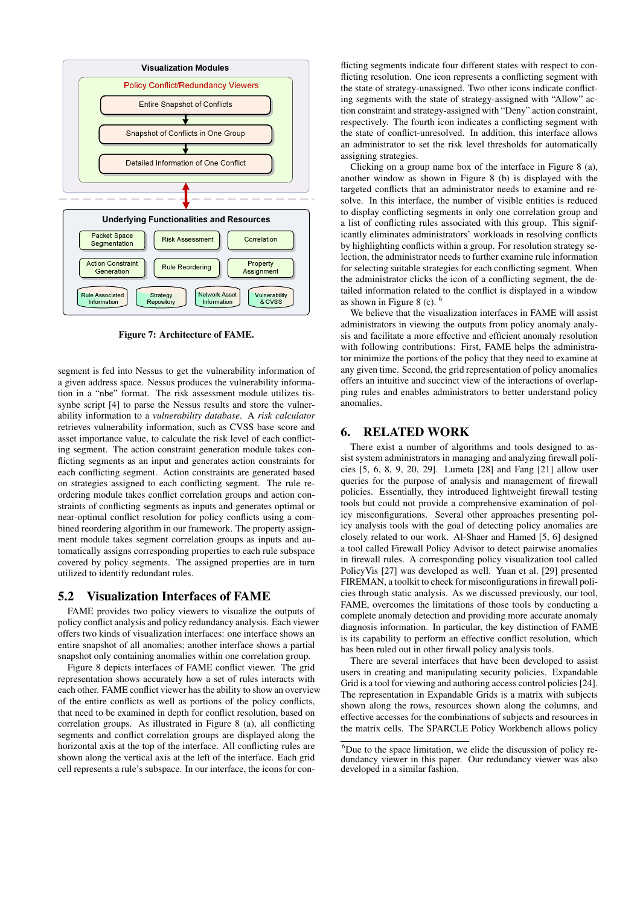**Figure 7: Architecture of FAME.**

segment is fed into Nessus to get the vulnerability information of a given address space. Nessus produces the vulnerability information in a "nbe" format. The risk assessment module utilizes tissynbe script [4] to parse the Nessus results and store the vulnerability information to a *vulnerability database*. A *risk calculator* retrieves vulnerability information, such as CVSS base score and asset importance value, to calculate the risk level of each conflicting segment. The action constraint generation module takes conflicting segments as an input and generates action constraints for each conflicting segment. Action constraints are generated based on strategies assigned to each conflicting segment. The rule reordering module takes conflict correlation groups and action constraints of conflicting segments as inputs and generates optimal or near-optimal conflict resolution for policy conflicts using a combined reordering algorithm in our framework. The property assignment module takes segment correlation groups as inputs and automatically assigns corresponding properties to each rule subspace covered by policy segments. The assigned properties are in turn utilized to identify redundant rules.

## 5.2 Visualization Interfaces of FAME

FAME provides two policy viewers to visualize the outputs of policy conflict analysis and policy redundancy analysis. Each viewer offers two kinds of visualization interfaces: one interface shows an entire snapshot of all anomalies; another interface shows a partial snapshot only containing anomalies within one correlation group.

Figure 8 depicts interfaces of FAME conflict viewer. The grid representation shows accurately how a set of rules interacts with each other. FAME conflict viewer has the ability to show an overview of the entire conflicts as well as portions of the policy conflicts, that need to be examined in depth for conflict resolution, based on correlation groups. As illustrated in Figure 8 (a), all conflicting segments and conflict correlation groups are displayed along the horizontal axis at the top of the interface. All conflicting rules are shown along the vertical axis at the left of the interface. Each grid cell represents a rule's subspace. In our interface, the icons for conflicting segments indicate four different states with respect to conflicting resolution. One icon represents a conflicting segment with the state of strategy-unassigned. Two other icons indicate conflicting segments with the state of strategy-assigned with "Allow" action constraint and strategy-assigned with "Deny" action constraint, respectively. The fourth icon indicates a conflicting segment with the state of conflict-unresolved. In addition, this interface allows an administrator to set the risk level thresholds for automatically assigning strategies.

Clicking on a group name box of the interface in Figure 8 (a), another window as shown in Figure 8 (b) is displayed with the targeted conflicts that an administrator needs to examine and resolve. In this interface, the number of visible entities is reduced to display conflicting segments in only one correlation group and a list of conflicting rules associated with this group. This significantly eliminates administrators' workloads in resolving conflicts by highlighting conflicts within a group. For resolution strategy selection, the administrator needs to further examine rule information for selecting suitable strategies for each conflicting segment. When the administrator clicks the icon of a conflicting segment, the detailed information related to the conflict is displayed in a window as shown in Figure 8 (c). [6]

We believe that the visualization interfaces in FAME will assist administrators in viewing the outputs from policy anomaly analysis and facilitate a more effective and efficient anomaly resolution with following contributions: First, FAME helps the administrator minimize the portions of the policy that they need to examine at any given time. Second, the grid representation of policy anomalies offers an intuitive and succinct view of the interactions of overlapping rules and enables administrators to better understand policy anomalies.

# 6. RELATED WORK

There exist a number of algorithms and tools designed to assist system administrators in managing and analyzing firewall policies [5, 6, 8, 9, 20, 29]. Lumeta [28] and Fang [21] allow user queries for the purpose of analysis and management of firewall policies. Essentially, they introduced lightweight firewall testing tools but could not provide a comprehensive examination of policy misconfigurations. Several other approaches presenting policy analysis tools with the goal of detecting policy anomalies are closely related to our work. Al-Shaer and Hamed [5, 6] designed a tool called Firewall Policy Advisor to detect pairwise anomalies in firewall rules. A corresponding policy visualization tool called PolicyVis [27] was developed as well. Yuan et al. [29] presented FIREMAN, a toolkit to check for misconfigurations in firewall policies through static analysis. As we discussed previously, our tool, FAME, overcomes the limitations of those tools by conducting a complete anomaly detection and providing more accurate anomaly diagnosis information. In particular, the key distinction of FAME is its capability to perform an effective conflict resolution, which has been ruled out in other firwall policy analysis tools.

There are several interfaces that have been developed to assist users in creating and manipulating security policies. Expandable Grid is a tool for viewing and authoring access control policies [24]. The representation in Expandable Grids is a matrix with subjects shown along the rows, resources shown along the columns, and effective accesses for the combinations of subjects and resources in the matrix cells. The SPARCLE Policy Workbench allows policy

[6] Due to the space limitation, we elide the discussion of policy redundancy viewer in this paper. Our redundancy viewer was also developed in a similar fashion.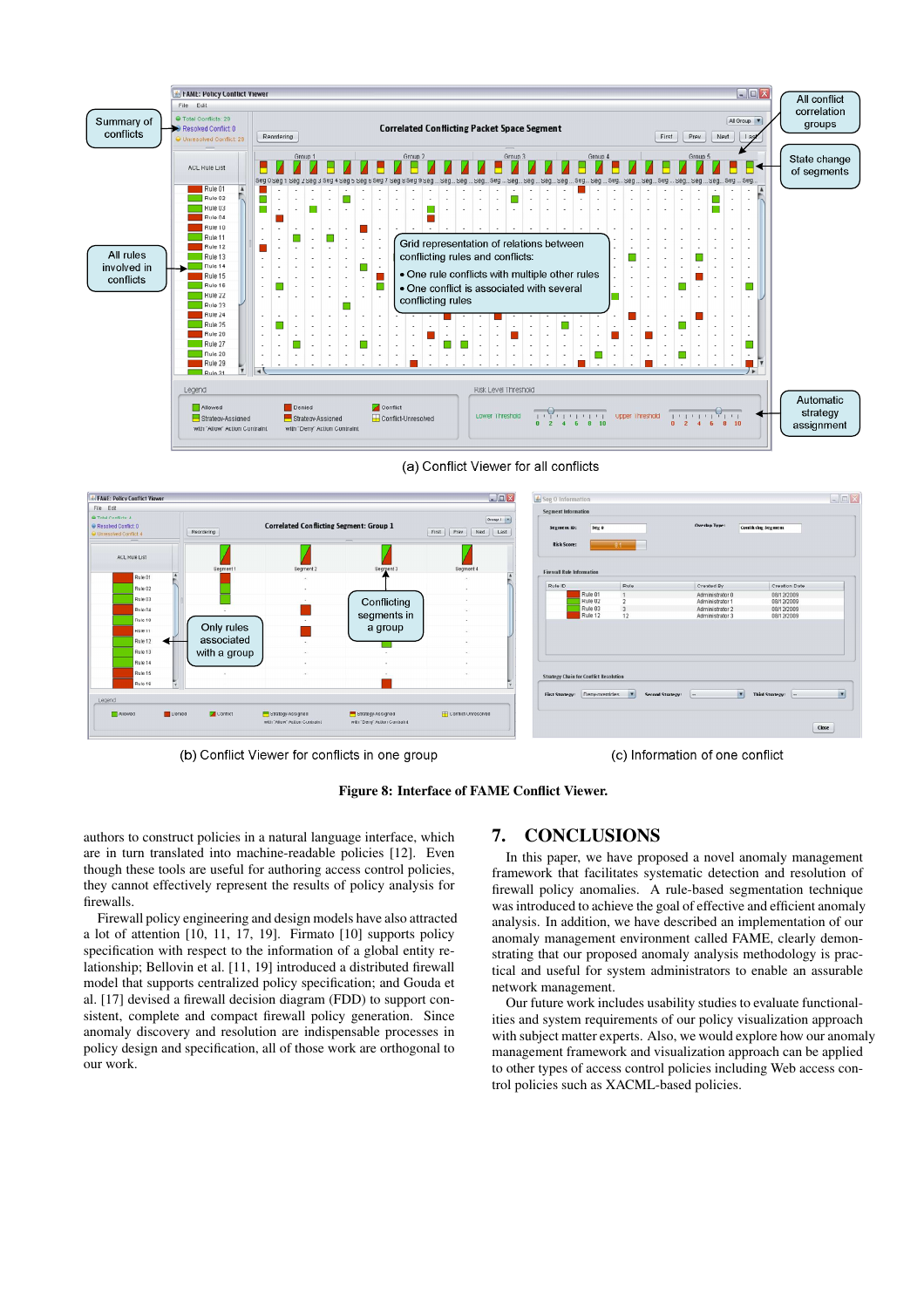(a) Conflict Viewer for all conflicts

(b) Conflict Viewer for conflicts in one group

(c) Information of one conflict

**Figure 8: Interface of FAME Conflict Viewer.**

authors to construct policies in a natural language interface, which are in turn translated into machine-readable policies [12]. Even though these tools are useful for authoring access control policies, they cannot effectively represent the results of policy analysis for firewalls.

Firewall policy engineering and design models have also attracted a lot of attention [10, 11, 17, 19]. Firmato [10] supports policy specification with respect to the information of a global entity relationship; Bellovin et al. [11, 19] introduced a distributed firewall model that supports centralized policy specification; and Gouda et al. [17] devised a firewall decision diagram (FDD) to support consistent, complete and compact firewall policy generation. Since anomaly discovery and resolution are indispensable processes in policy design and specification, all of those work are orthogonal to our work.

## 7. CONCLUSIONS

In this paper, we have proposed a novel anomaly management framework that facilitates systematic detection and resolution of firewall policy anomalies. A rule-based segmentation technique was introduced to achieve the goal of effective and efficient anomaly analysis. In addition, we have described an implementation of our anomaly management environment called FAME, clearly demonstrating that our proposed anomaly analysis methodology is practical and useful for system administrators to enable an assurable network management.

Our future work includes usability studies to evaluate functionalities and system requirements of our policy visualization approach with subject matter experts. Also, we would explore how our anomaly management framework and visualization approach can be applied to other types of access control policies including Web access control policies such as XACML-based policies.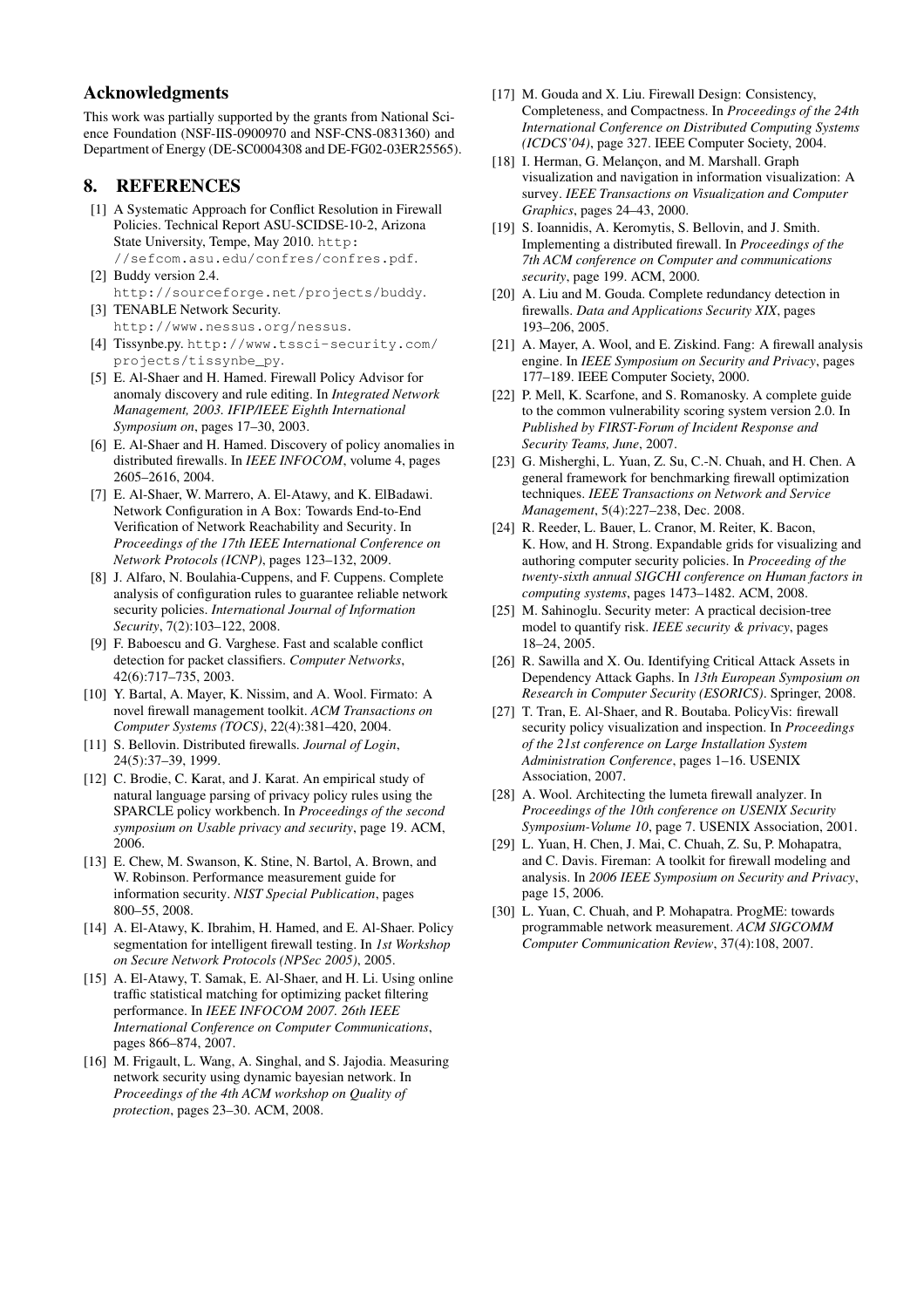## Acknowledgments

This work was partially supported by the grants from National Science Foundation (NSF-IIS-0900970 and NSF-CNS-0831360) and Department of Energy (DE-SC0004308 and DE-FG02-03ER25565).

## 8. REFERENCES

[1] A Systematic Approach for Conflict Resolution in Firewall Policies. Technical Report ASU-SCIDSE-10-2, Arizona State University, Tempe, May 2010. http://sefcom.asu.edu/confres/confres.pdf.

[2] Buddy version 2.4. http://sourceforge.net/projects/buddy.

[3] TENABLE Network Security. http://www.nessus.org/nessus.

[4] Tissynbe.py. http://www.tssci-security.com/projects/tissynbe_py.

[5] E. Al-Shaer and H. Hamed. Firewall Policy Advisor for anomaly discovery and rule editing. In *Integrated Network Management, 2003. IFIP/IEEE Eighth International Symposium on*, pages 17–30, 2003.

[6] E. Al-Shaer and H. Hamed. Discovery of policy anomalies in distributed firewalls. In *IEEE INFOCOM*, volume 4, pages 2605–2616, 2004.

[7] E. Al-Shaer, W. Marrero, A. El-Atawy, and K. ElBadawi. Network Configuration in A Box: Towards End-to-End Verification of Network Reachability and Security. In *Proceedings of the 17th IEEE International Conference on Network Protocols (ICNP)*, pages 123–132, 2009.

[8] J. Alfaro, N. Boulahia-Cuppens, and F. Cuppens. Complete analysis of configuration rules to guarantee reliable network security policies. *International Journal of Information Security*, 7(2):103–122, 2008.

[9] F. Baboescu and G. Varghese. Fast and scalable conflict detection for packet classifiers. *Computer Networks*, 42(6):717–735, 2003.

[10] Y. Bartal, A. Mayer, K. Nissim, and A. Wool. Firmato: A novel firewall management toolkit. *ACM Transactions on Computer Systems (TOCS)*, 22(4):381–420, 2004.

[11] S. Bellovin. Distributed firewalls. *Journal of Login*, 24(5):37–39, 1999.

[12] C. Brodie, C. Karat, and J. Karat. An empirical study of natural language parsing of privacy policy rules using the SPARCLE policy workbench. In *Proceedings of the second symposium on Usable privacy and security*, page 19. ACM, 2006.

[13] E. Chew, M. Swanson, K. Stine, N. Bartol, A. Brown, and W. Robinson. Performance measurement guide for information security. *NIST Special Publication*, pages 800–55, 2008.

[14] A. El-Atawy, K. Ibrahim, H. Hamed, and E. Al-Shaer. Policy segmentation for intelligent firewall testing. In *1st Workshop on Secure Network Protocols (NPSec 2005)*, 2005.

[15] A. El-Atawy, T. Samak, E. Al-Shaer, and H. Li. Using online traffic statistical matching for optimizing packet filtering performance. In *IEEE INFOCOM 2007. 26th IEEE International Conference on Computer Communications*, pages 866–874, 2007.

[16] M. Frigault, L. Wang, A. Singhal, and S. Jajodia. Measuring network security using dynamic bayesian network. In *Proceedings of the 4th ACM workshop on Quality of protection*, pages 23–30. ACM, 2008.

[17] M. Gouda and X. Liu. Firewall Design: Consistency, Completeness, and Compactness. In *Proceedings of the 24th International Conference on Distributed Computing Systems (ICDCS'04)*, page 327. IEEE Computer Society, 2004.

[18] I. Herman, G. Melançon, and M. Marshall. Graph visualization and navigation in information visualization: A survey. *IEEE Transactions on Visualization and Computer Graphics*, pages 24–43, 2000.

[19] S. Ioannidis, A. Keromytis, S. Bellovin, and J. Smith. Implementing a distributed firewall. In *Proceedings of the 7th ACM conference on Computer and communications security*, page 199. ACM, 2000.

[20] A. Liu and M. Gouda. Complete redundancy detection in firewalls. *Data and Applications Security XIX*, pages 193–206, 2005.

[21] A. Mayer, A. Wool, and E. Ziskind. Fang: A firewall analysis engine. In *IEEE Symposium on Security and Privacy*, pages 177–189. IEEE Computer Society, 2000.

[22] P. Mell, K. Scarfone, and S. Romanosky. A complete guide to the common vulnerability scoring system version 2.0. In *Published by FIRST-Forum of Incident Response and Security Teams, June*, 2007.

[23] G. Misherghi, L. Yuan, Z. Su, C.-N. Chuah, and H. Chen. A general framework for benchmarking firewall optimization techniques. *IEEE Transactions on Network and Service Management*, 5(4):227–238, Dec. 2008.

[24] R. Reeder, L. Bauer, L. Cranor, M. Reiter, K. Bacon, K. How, and H. Strong. Expandable grids for visualizing and authoring computer security policies. In *Proceeding of the twenty-sixth annual SIGCHI conference on Human factors in computing systems*, pages 1473–1482. ACM, 2008.

[25] M. Sahinoglu. Security meter: A practical decision-tree model to quantify risk. *IEEE security & privacy*, pages 18–24, 2005.

[26] R. Sawilla and X. Ou. Identifying Critical Attack Assets in Dependency Attack Gaphs. In *13th European Symposium on Research in Computer Security (ESORICS)*. Springer, 2008.

[27] T. Tran, E. Al-Shaer, and R. Boutaba. PolicyVis: firewall security policy visualization and inspection. In *Proceedings of the 21st conference on Large Installation System Administration Conference*, pages 1–16. USENIX Association, 2007.

[28] A. Wool. Architecting the lumeta firewall analyzer. In *Proceedings of the 10th conference on USENIX Security Symposium-Volume 10*, page 7. USENIX Association, 2001.

[29] L. Yuan, H. Chen, J. Mai, C. Chuah, Z. Su, P. Mohapatra, and C. Davis. Fireman: A toolkit for firewall modeling and analysis. In *2006 IEEE Symposium on Security and Privacy*, page 15, 2006.

[30] L. Yuan, C. Chuah, and P. Mohapatra. ProgME: towards programmable network measurement. *ACM SIGCOMM Computer Communication Review*, 37(4):108, 2007.